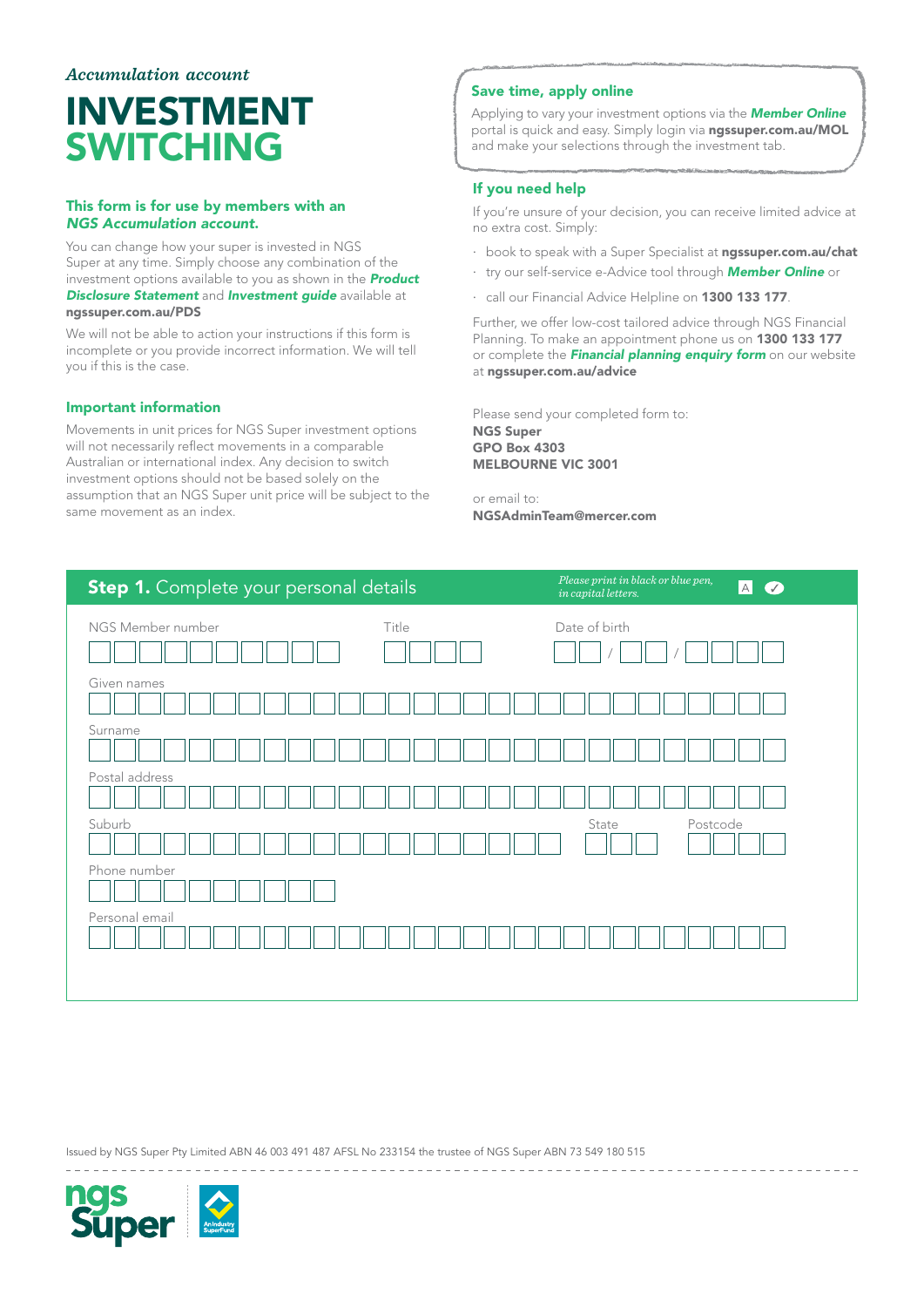*Accumulation account*

# INVESTMENT SWITCHING

### This form is for use by members with an *NGS Accumulation account.*

You can change how your super is invested in NGS Super at any time. Simply choose any combination of the investment options available to you as shown in the ***Product Disclosure Statement*** and ***Investment guide*** available at **ngssuper.com.au/PDS**

We will not be able to action your instructions if this form is incomplete or you provide incorrect information. We will tell you if this is the case.

### Important information

Movements in unit prices for NGS Super investment options will not necessarily reflect movements in a comparable Australian or international index. Any decision to switch investment options should not be based solely on the assumption that an NGS Super unit price will be subject to the same movement as an index.

### Save time, apply online

Applying to vary your investment options via the ***Member Online*** portal is quick and easy. Simply login via **ngssuper.com.au/MOL** and make your selections through the investment tab.

### If you need help

If you're unsure of your decision, you can receive limited advice at no extra cost. Simply:

- book to speak with a Super Specialist at **ngssuper.com.au/chat**
- try our self-service e-Advice tool through ***Member Online*** or
- call our Financial Advice Helpline on **1300 133 177**.

Further, we offer low-cost tailored advice through NGS Financial Planning. To make an appointment phone us on **1300 133 177** or complete the ***Financial planning enquiry form*** on our website at **ngssuper.com.au/advice**

Please send your completed form to:
**NGS Super**
**GPO Box 4303**
**MELBOURNE VIC 3001**

or email to:
**NGSAdminTeam@mercer.com**

## Step 1. Complete your personal details

*Please print in black or blue pen, in capital letters.*

NGS Member number

Title

Date of birth ___ / ___ / ______

Given names

Surname

Postal address

Suburb

State

Postcode

Phone number

Personal email

Issued by NGS Super Pty Limited ABN 46 003 491 487 AFSL No 233154 the trustee of NGS Super ABN 73 549 180 515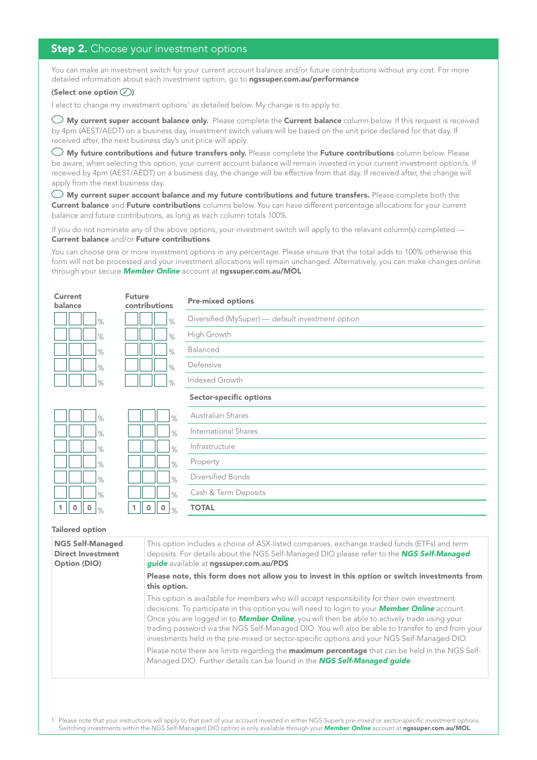## **Step 2.** Choose your investment options

You can make an investment switch for your current account balance and/or future contributions without any cost. For more detailed information about each investment option, go to **ngssuper.com.au/performance**

**(Select one option ✓)**

I elect to change my investment options[1] as detailed below. My change is to apply to:

◯ **My current super account balance only.** Please complete the **Current balance** column below. If this request is received by 4pm (AEST/AEDT) on a business day, investment switch values will be based on the unit price declared for that day. If received after, the next business day's unit price will apply.

◯ **My future contributions and future transfers only.** Please complete the **Future contributions** column below. Please be aware, when selecting this option, your current account balance will remain invested in your current investment option/s. If received by 4pm (AEST/AEDT) on a business day, the change will be effective from that day. If received after, the change will apply from the next business day.

◯ **My current super account balance and my future contributions and future transfers.** Please complete both the **Current balance** and **Future contributions** columns below. You can have different percentage allocations for your current balance and future contributions, as long as each column totals 100%.

If you do not nominate any of the above options, your investment switch will apply to the relevant column(s) completed — **Current balance** and/or **Future contributions**.

You can choose one or more investment options in any percentage. Please ensure that the total adds to 100% otherwise this form will not be processed and your investment allocations will remain unchanged. Alternatively, you can make changes online through your secure ***Member Online*** account at **ngssuper.com.au/MOL**

| Current balance | Future contributions | **Pre-mixed options** |
|---|---|---|
| % | % | Diversified (MySuper) — *default investment option* |
| % | % | High Growth |
| % | % | Balanced |
| % | % | Defensive |
| % | % | Indexed Growth |
| | | **Sector-specific options** |
| % | % | Australian Shares |
| % | % | International Shares |
| % | % | Infrastructure |
| % | % | Property |
| % | % | Diversified Bonds |
| % | % | Cash & Term Deposits |
| 100 % | 100 % | **TOTAL** |

**Tailored option**

| | |
|---|---|
| **NGS Self-Managed Direct Investment Option (DIO)** | This option includes a choice of ASX-listed companies, exchange traded funds (ETFs) and term deposits. For details about the NGS Self-Managed DIO please refer to the ***NGS Self-Managed guide*** available at **ngssuper.com.au/PDS**<br><br>**Please note, this form does not allow you to invest in this option or switch investments from this option.**<br><br>This option is available for members who will accept responsibility for their own investment decisions. To participate in this option you will need to login to your ***Member Online*** account. Once you are logged in to ***Member Online***, you will then be able to actively trade using your trading password via the NGS Self-Managed DIO. You will also be able to transfer to and from your investments held in the pre-mixed or sector-specific options and your NGS Self-Managed DIO.<br><br>Please note there are limits regarding the **maximum percentage** that can be held in the NGS Self-Managed DIO. Further details can be found in the ***NGS Self-Managed guide***. |

1 Please note that your instructions will apply to that part of your account invested in either NGS Super's *pre-mixed* or *sector-specific* investment options. Switching investments within the NGS Self-Managed DIO option is only available through your ***Member Online*** account at **ngssuper.com.au/MOL**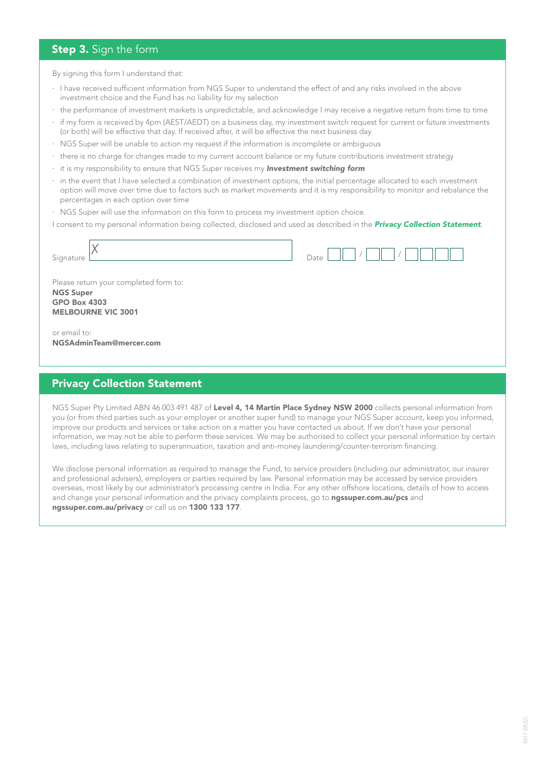## **Step 3.** Sign the form

By signing this form I understand that:

- I have received sufficient information from NGS Super to understand the effect of and any risks involved in the above investment choice and the Fund has no liability for my selection
- the performance of investment markets is unpredictable, and acknowledge I may receive a negative return from time to time
- if my form is received by 4pm (AEST/AEDT) on a business day, my investment switch request for current or future investments (or both) will be effective that day. If received after, it will be effective the next business day
- NGS Super will be unable to action my request if the information is incomplete or ambiguous
- there is no charge for changes made to my current account balance or my future contributions investment strategy
- it is my responsibility to ensure that NGS Super receives my ***Investment switching form***
- in the event that I have selected a combination of investment options, the initial percentage allocated to each investment option will move over time due to factors such as market movements and it is my responsibility to monitor and rebalance the percentages in each option over time
- NGS Super will use the information on this form to process my investment option choice.

I consent to my personal information being collected, disclosed and used as described in the ***Privacy Collection Statement***.

Signature X　　　　　　　　　　Date ☐☐ / ☐☐ / ☐☐☐☐

Please return your completed form to:
**NGS Super**
**GPO Box 4303**
**MELBOURNE VIC 3001**

or email to:
**NGSAdminTeam@mercer.com**

## Privacy Collection Statement

NGS Super Pty Limited ABN 46 003 491 487 of **Level 4, 14 Martin Place Sydney NSW 2000** collects personal information from you (or from third parties such as your employer or another super fund) to manage your NGS Super account, keep you informed, improve our products and services or take action on a matter you have contacted us about. If we don't have your personal information, we may not be able to perform these services. We may be authorised to collect your personal information by certain laws, including laws relating to superannuation, taxation and anti-money laundering/counter-terrorism financing.

We disclose personal information as required to manage the Fund, to service providers (including our administrator, our insurer and professional advisers), employers or parties required by law. Personal information may be accessed by service providers overseas, most likely by our administrator's processing centre in India. For any other offshore locations, details of how to access and change your personal information and the privacy complaints process, go to **ngssuper.com.au/pcs** and **ngssuper.com.au/privacy** or call us on **1300 133 177**.

5017 (0522)